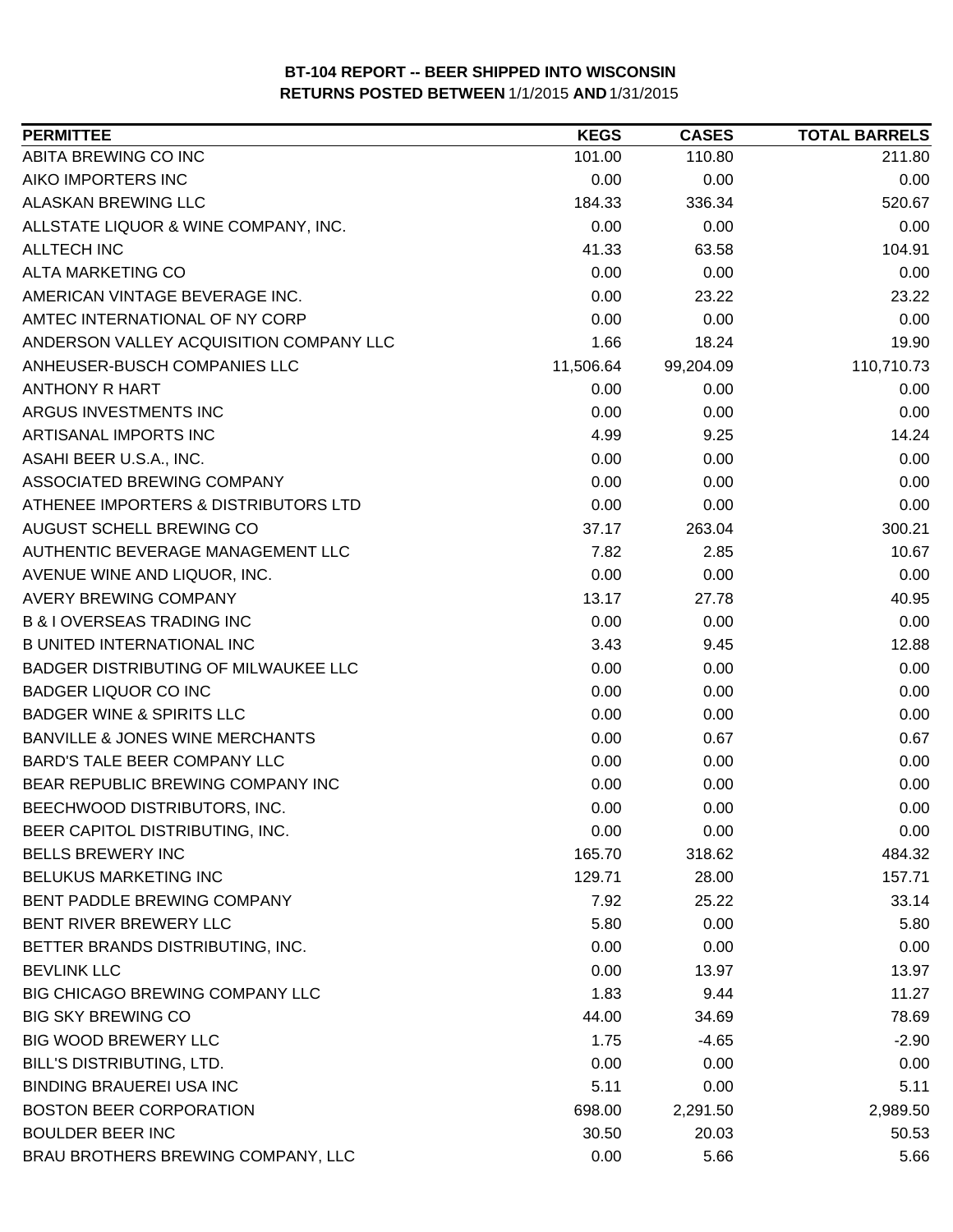**BT-104 REPORT -- BEER SHIPPED INTO WISCONSIN**
**RETURNS POSTED BETWEEN** 1/1/2015 **AND** 1/31/2015

| PERMITTEE | KEGS | CASES | TOTAL BARRELS |
|---|---|---|---|
| ABITA BREWING CO INC | 101.00 | 110.80 | 211.80 |
| AIKO IMPORTERS INC | 0.00 | 0.00 | 0.00 |
| ALASKAN BREWING LLC | 184.33 | 336.34 | 520.67 |
| ALLSTATE LIQUOR & WINE COMPANY, INC. | 0.00 | 0.00 | 0.00 |
| ALLTECH INC | 41.33 | 63.58 | 104.91 |
| ALTA MARKETING CO | 0.00 | 0.00 | 0.00 |
| AMERICAN VINTAGE BEVERAGE INC. | 0.00 | 23.22 | 23.22 |
| AMTEC INTERNATIONAL OF NY CORP | 0.00 | 0.00 | 0.00 |
| ANDERSON VALLEY ACQUISITION COMPANY LLC | 1.66 | 18.24 | 19.90 |
| ANHEUSER-BUSCH COMPANIES LLC | 11,506.64 | 99,204.09 | 110,710.73 |
| ANTHONY R HART | 0.00 | 0.00 | 0.00 |
| ARGUS INVESTMENTS INC | 0.00 | 0.00 | 0.00 |
| ARTISANAL IMPORTS INC | 4.99 | 9.25 | 14.24 |
| ASAHI BEER U.S.A., INC. | 0.00 | 0.00 | 0.00 |
| ASSOCIATED BREWING COMPANY | 0.00 | 0.00 | 0.00 |
| ATHENEE IMPORTERS & DISTRIBUTORS LTD | 0.00 | 0.00 | 0.00 |
| AUGUST SCHELL BREWING CO | 37.17 | 263.04 | 300.21 |
| AUTHENTIC BEVERAGE MANAGEMENT LLC | 7.82 | 2.85 | 10.67 |
| AVENUE WINE AND LIQUOR, INC. | 0.00 | 0.00 | 0.00 |
| AVERY BREWING COMPANY | 13.17 | 27.78 | 40.95 |
| B & I OVERSEAS TRADING INC | 0.00 | 0.00 | 0.00 |
| B UNITED INTERNATIONAL INC | 3.43 | 9.45 | 12.88 |
| BADGER DISTRIBUTING OF MILWAUKEE LLC | 0.00 | 0.00 | 0.00 |
| BADGER LIQUOR CO INC | 0.00 | 0.00 | 0.00 |
| BADGER WINE & SPIRITS LLC | 0.00 | 0.00 | 0.00 |
| BANVILLE & JONES WINE MERCHANTS | 0.00 | 0.67 | 0.67 |
| BARD'S TALE BEER COMPANY LLC | 0.00 | 0.00 | 0.00 |
| BEAR REPUBLIC BREWING COMPANY INC | 0.00 | 0.00 | 0.00 |
| BEECHWOOD DISTRIBUTORS, INC. | 0.00 | 0.00 | 0.00 |
| BEER CAPITOL DISTRIBUTING, INC. | 0.00 | 0.00 | 0.00 |
| BELLS BREWERY INC | 165.70 | 318.62 | 484.32 |
| BELUKUS MARKETING INC | 129.71 | 28.00 | 157.71 |
| BENT PADDLE BREWING COMPANY | 7.92 | 25.22 | 33.14 |
| BENT RIVER BREWERY LLC | 5.80 | 0.00 | 5.80 |
| BETTER BRANDS DISTRIBUTING, INC. | 0.00 | 0.00 | 0.00 |
| BEVLINK LLC | 0.00 | 13.97 | 13.97 |
| BIG CHICAGO BREWING COMPANY LLC | 1.83 | 9.44 | 11.27 |
| BIG SKY BREWING CO | 44.00 | 34.69 | 78.69 |
| BIG WOOD BREWERY LLC | 1.75 | -4.65 | -2.90 |
| BILL'S DISTRIBUTING, LTD. | 0.00 | 0.00 | 0.00 |
| BINDING BRAUEREI USA INC | 5.11 | 0.00 | 5.11 |
| BOSTON BEER CORPORATION | 698.00 | 2,291.50 | 2,989.50 |
| BOULDER BEER INC | 30.50 | 20.03 | 50.53 |
| BRAU BROTHERS BREWING COMPANY, LLC | 0.00 | 5.66 | 5.66 |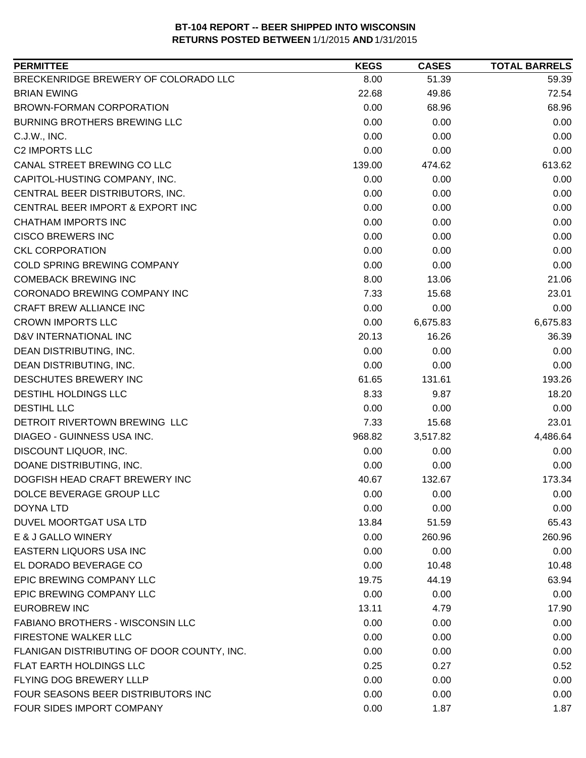**BT-104 REPORT -- BEER SHIPPED INTO WISCONSIN**
**RETURNS POSTED BETWEEN 1/1/2015 AND 1/31/2015**

| PERMITTEE | KEGS | CASES | TOTAL BARRELS |
|---|---|---|---|
| BRECKENRIDGE BREWERY OF COLORADO LLC | 8.00 | 51.39 | 59.39 |
| BRIAN EWING | 22.68 | 49.86 | 72.54 |
| BROWN-FORMAN CORPORATION | 0.00 | 68.96 | 68.96 |
| BURNING BROTHERS BREWING LLC | 0.00 | 0.00 | 0.00 |
| C.J.W., INC. | 0.00 | 0.00 | 0.00 |
| C2 IMPORTS LLC | 0.00 | 0.00 | 0.00 |
| CANAL STREET BREWING CO LLC | 139.00 | 474.62 | 613.62 |
| CAPITOL-HUSTING COMPANY, INC. | 0.00 | 0.00 | 0.00 |
| CENTRAL BEER DISTRIBUTORS, INC. | 0.00 | 0.00 | 0.00 |
| CENTRAL BEER IMPORT & EXPORT INC | 0.00 | 0.00 | 0.00 |
| CHATHAM IMPORTS INC | 0.00 | 0.00 | 0.00 |
| CISCO BREWERS INC | 0.00 | 0.00 | 0.00 |
| CKL CORPORATION | 0.00 | 0.00 | 0.00 |
| COLD SPRING BREWING COMPANY | 0.00 | 0.00 | 0.00 |
| COMEBACK BREWING INC | 8.00 | 13.06 | 21.06 |
| CORONADO BREWING COMPANY INC | 7.33 | 15.68 | 23.01 |
| CRAFT BREW ALLIANCE INC | 0.00 | 0.00 | 0.00 |
| CROWN IMPORTS LLC | 0.00 | 6,675.83 | 6,675.83 |
| D&V INTERNATIONAL INC | 20.13 | 16.26 | 36.39 |
| DEAN DISTRIBUTING, INC. | 0.00 | 0.00 | 0.00 |
| DEAN DISTRIBUTING, INC. | 0.00 | 0.00 | 0.00 |
| DESCHUTES BREWERY INC | 61.65 | 131.61 | 193.26 |
| DESTIHL HOLDINGS LLC | 8.33 | 9.87 | 18.20 |
| DESTIHL LLC | 0.00 | 0.00 | 0.00 |
| DETROIT RIVERTOWN BREWING LLC | 7.33 | 15.68 | 23.01 |
| DIAGEO - GUINNESS USA INC. | 968.82 | 3,517.82 | 4,486.64 |
| DISCOUNT LIQUOR, INC. | 0.00 | 0.00 | 0.00 |
| DOANE DISTRIBUTING, INC. | 0.00 | 0.00 | 0.00 |
| DOGFISH HEAD CRAFT BREWERY INC | 40.67 | 132.67 | 173.34 |
| DOLCE BEVERAGE GROUP LLC | 0.00 | 0.00 | 0.00 |
| DOYNA LTD | 0.00 | 0.00 | 0.00 |
| DUVEL MOORTGAT USA LTD | 13.84 | 51.59 | 65.43 |
| E & J GALLO WINERY | 0.00 | 260.96 | 260.96 |
| EASTERN LIQUORS USA INC | 0.00 | 0.00 | 0.00 |
| EL DORADO BEVERAGE CO | 0.00 | 10.48 | 10.48 |
| EPIC BREWING COMPANY LLC | 19.75 | 44.19 | 63.94 |
| EPIC BREWING COMPANY LLC | 0.00 | 0.00 | 0.00 |
| EUROBREW INC | 13.11 | 4.79 | 17.90 |
| FABIANO BROTHERS - WISCONSIN LLC | 0.00 | 0.00 | 0.00 |
| FIRESTONE WALKER LLC | 0.00 | 0.00 | 0.00 |
| FLANIGAN DISTRIBUTING OF DOOR COUNTY, INC. | 0.00 | 0.00 | 0.00 |
| FLAT EARTH HOLDINGS LLC | 0.25 | 0.27 | 0.52 |
| FLYING DOG BREWERY LLLP | 0.00 | 0.00 | 0.00 |
| FOUR SEASONS BEER DISTRIBUTORS INC | 0.00 | 0.00 | 0.00 |
| FOUR SIDES IMPORT COMPANY | 0.00 | 1.87 | 1.87 |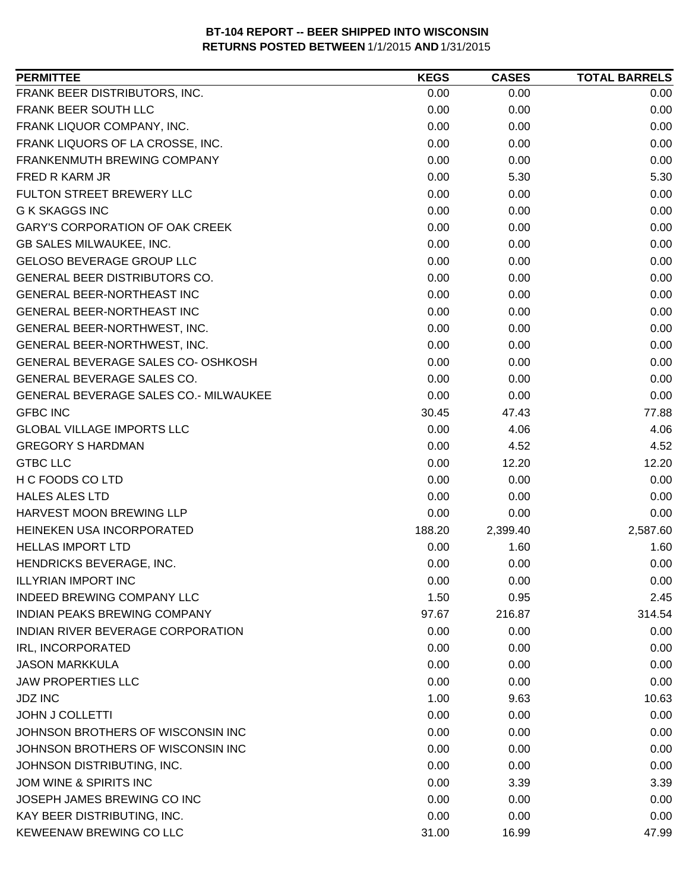**BT-104 REPORT -- BEER SHIPPED INTO WISCONSIN**
**RETURNS POSTED BETWEEN 1/1/2015 AND 1/31/2015**

| PERMITTEE | KEGS | CASES | TOTAL BARRELS |
|---|---|---|---|
| FRANK BEER DISTRIBUTORS, INC. | 0.00 | 0.00 | 0.00 |
| FRANK BEER SOUTH LLC | 0.00 | 0.00 | 0.00 |
| FRANK LIQUOR COMPANY, INC. | 0.00 | 0.00 | 0.00 |
| FRANK LIQUORS OF LA CROSSE, INC. | 0.00 | 0.00 | 0.00 |
| FRANKENMUTH BREWING COMPANY | 0.00 | 0.00 | 0.00 |
| FRED R KARM JR | 0.00 | 5.30 | 5.30 |
| FULTON STREET BREWERY LLC | 0.00 | 0.00 | 0.00 |
| G K SKAGGS INC | 0.00 | 0.00 | 0.00 |
| GARY'S CORPORATION OF OAK CREEK | 0.00 | 0.00 | 0.00 |
| GB SALES MILWAUKEE, INC. | 0.00 | 0.00 | 0.00 |
| GELOSO BEVERAGE GROUP LLC | 0.00 | 0.00 | 0.00 |
| GENERAL BEER DISTRIBUTORS CO. | 0.00 | 0.00 | 0.00 |
| GENERAL BEER-NORTHEAST INC | 0.00 | 0.00 | 0.00 |
| GENERAL BEER-NORTHEAST INC | 0.00 | 0.00 | 0.00 |
| GENERAL BEER-NORTHWEST, INC. | 0.00 | 0.00 | 0.00 |
| GENERAL BEER-NORTHWEST, INC. | 0.00 | 0.00 | 0.00 |
| GENERAL BEVERAGE SALES CO- OSHKOSH | 0.00 | 0.00 | 0.00 |
| GENERAL BEVERAGE SALES CO. | 0.00 | 0.00 | 0.00 |
| GENERAL BEVERAGE SALES CO.- MILWAUKEE | 0.00 | 0.00 | 0.00 |
| GFBC INC | 30.45 | 47.43 | 77.88 |
| GLOBAL VILLAGE IMPORTS LLC | 0.00 | 4.06 | 4.06 |
| GREGORY S HARDMAN | 0.00 | 4.52 | 4.52 |
| GTBC LLC | 0.00 | 12.20 | 12.20 |
| H C FOODS CO LTD | 0.00 | 0.00 | 0.00 |
| HALES ALES LTD | 0.00 | 0.00 | 0.00 |
| HARVEST MOON BREWING LLP | 0.00 | 0.00 | 0.00 |
| HEINEKEN USA INCORPORATED | 188.20 | 2,399.40 | 2,587.60 |
| HELLAS IMPORT LTD | 0.00 | 1.60 | 1.60 |
| HENDRICKS BEVERAGE, INC. | 0.00 | 0.00 | 0.00 |
| ILLYRIAN IMPORT INC | 0.00 | 0.00 | 0.00 |
| INDEED BREWING COMPANY LLC | 1.50 | 0.95 | 2.45 |
| INDIAN PEAKS BREWING COMPANY | 97.67 | 216.87 | 314.54 |
| INDIAN RIVER BEVERAGE CORPORATION | 0.00 | 0.00 | 0.00 |
| IRL, INCORPORATED | 0.00 | 0.00 | 0.00 |
| JASON MARKKULA | 0.00 | 0.00 | 0.00 |
| JAW PROPERTIES LLC | 0.00 | 0.00 | 0.00 |
| JDZ INC | 1.00 | 9.63 | 10.63 |
| JOHN J COLLETTI | 0.00 | 0.00 | 0.00 |
| JOHNSON BROTHERS OF WISCONSIN INC | 0.00 | 0.00 | 0.00 |
| JOHNSON BROTHERS OF WISCONSIN INC | 0.00 | 0.00 | 0.00 |
| JOHNSON DISTRIBUTING, INC. | 0.00 | 0.00 | 0.00 |
| JOM WINE & SPIRITS INC | 0.00 | 3.39 | 3.39 |
| JOSEPH JAMES BREWING CO INC | 0.00 | 0.00 | 0.00 |
| KAY BEER DISTRIBUTING, INC. | 0.00 | 0.00 | 0.00 |
| KEWEENAW BREWING CO LLC | 31.00 | 16.99 | 47.99 |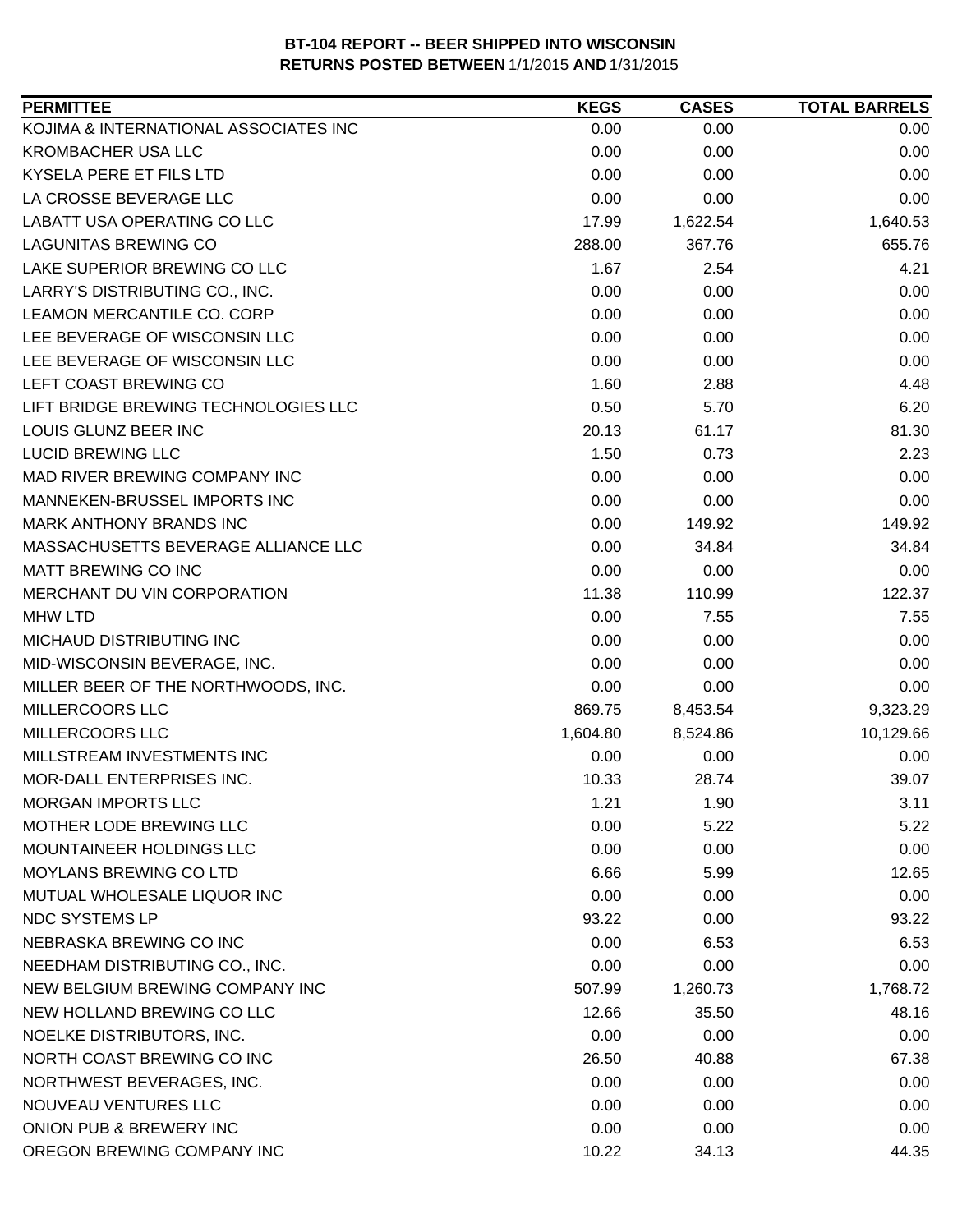**BT-104 REPORT -- BEER SHIPPED INTO WISCONSIN**
**RETURNS POSTED BETWEEN** 1/1/2015 **AND** 1/31/2015

| PERMITTEE | KEGS | CASES | TOTAL BARRELS |
|---|---|---|---|
| KOJIMA & INTERNATIONAL ASSOCIATES INC | 0.00 | 0.00 | 0.00 |
| KROMBACHER USA LLC | 0.00 | 0.00 | 0.00 |
| KYSELA PERE ET FILS LTD | 0.00 | 0.00 | 0.00 |
| LA CROSSE BEVERAGE LLC | 0.00 | 0.00 | 0.00 |
| LABATT USA OPERATING CO LLC | 17.99 | 1,622.54 | 1,640.53 |
| LAGUNITAS BREWING CO | 288.00 | 367.76 | 655.76 |
| LAKE SUPERIOR BREWING CO LLC | 1.67 | 2.54 | 4.21 |
| LARRY'S DISTRIBUTING CO., INC. | 0.00 | 0.00 | 0.00 |
| LEAMON MERCANTILE CO. CORP | 0.00 | 0.00 | 0.00 |
| LEE BEVERAGE OF WISCONSIN LLC | 0.00 | 0.00 | 0.00 |
| LEE BEVERAGE OF WISCONSIN LLC | 0.00 | 0.00 | 0.00 |
| LEFT COAST BREWING CO | 1.60 | 2.88 | 4.48 |
| LIFT BRIDGE BREWING TECHNOLOGIES LLC | 0.50 | 5.70 | 6.20 |
| LOUIS GLUNZ BEER INC | 20.13 | 61.17 | 81.30 |
| LUCID BREWING LLC | 1.50 | 0.73 | 2.23 |
| MAD RIVER BREWING COMPANY INC | 0.00 | 0.00 | 0.00 |
| MANNEKEN-BRUSSEL IMPORTS INC | 0.00 | 0.00 | 0.00 |
| MARK ANTHONY BRANDS INC | 0.00 | 149.92 | 149.92 |
| MASSACHUSETTS BEVERAGE ALLIANCE LLC | 0.00 | 34.84 | 34.84 |
| MATT BREWING CO INC | 0.00 | 0.00 | 0.00 |
| MERCHANT DU VIN CORPORATION | 11.38 | 110.99 | 122.37 |
| MHW LTD | 0.00 | 7.55 | 7.55 |
| MICHAUD DISTRIBUTING INC | 0.00 | 0.00 | 0.00 |
| MID-WISCONSIN BEVERAGE, INC. | 0.00 | 0.00 | 0.00 |
| MILLER BEER OF THE NORTHWOODS, INC. | 0.00 | 0.00 | 0.00 |
| MILLERCOORS LLC | 869.75 | 8,453.54 | 9,323.29 |
| MILLERCOORS LLC | 1,604.80 | 8,524.86 | 10,129.66 |
| MILLSTREAM INVESTMENTS INC | 0.00 | 0.00 | 0.00 |
| MOR-DALL ENTERPRISES INC. | 10.33 | 28.74 | 39.07 |
| MORGAN IMPORTS LLC | 1.21 | 1.90 | 3.11 |
| MOTHER LODE BREWING LLC | 0.00 | 5.22 | 5.22 |
| MOUNTAINEER HOLDINGS LLC | 0.00 | 0.00 | 0.00 |
| MOYLANS BREWING CO LTD | 6.66 | 5.99 | 12.65 |
| MUTUAL WHOLESALE LIQUOR INC | 0.00 | 0.00 | 0.00 |
| NDC SYSTEMS LP | 93.22 | 0.00 | 93.22 |
| NEBRASKA BREWING CO INC | 0.00 | 6.53 | 6.53 |
| NEEDHAM DISTRIBUTING CO., INC. | 0.00 | 0.00 | 0.00 |
| NEW BELGIUM BREWING COMPANY INC | 507.99 | 1,260.73 | 1,768.72 |
| NEW HOLLAND BREWING CO LLC | 12.66 | 35.50 | 48.16 |
| NOELKE DISTRIBUTORS, INC. | 0.00 | 0.00 | 0.00 |
| NORTH COAST BREWING CO INC | 26.50 | 40.88 | 67.38 |
| NORTHWEST BEVERAGES, INC. | 0.00 | 0.00 | 0.00 |
| NOUVEAU VENTURES LLC | 0.00 | 0.00 | 0.00 |
| ONION PUB & BREWERY INC | 0.00 | 0.00 | 0.00 |
| OREGON BREWING COMPANY INC | 10.22 | 34.13 | 44.35 |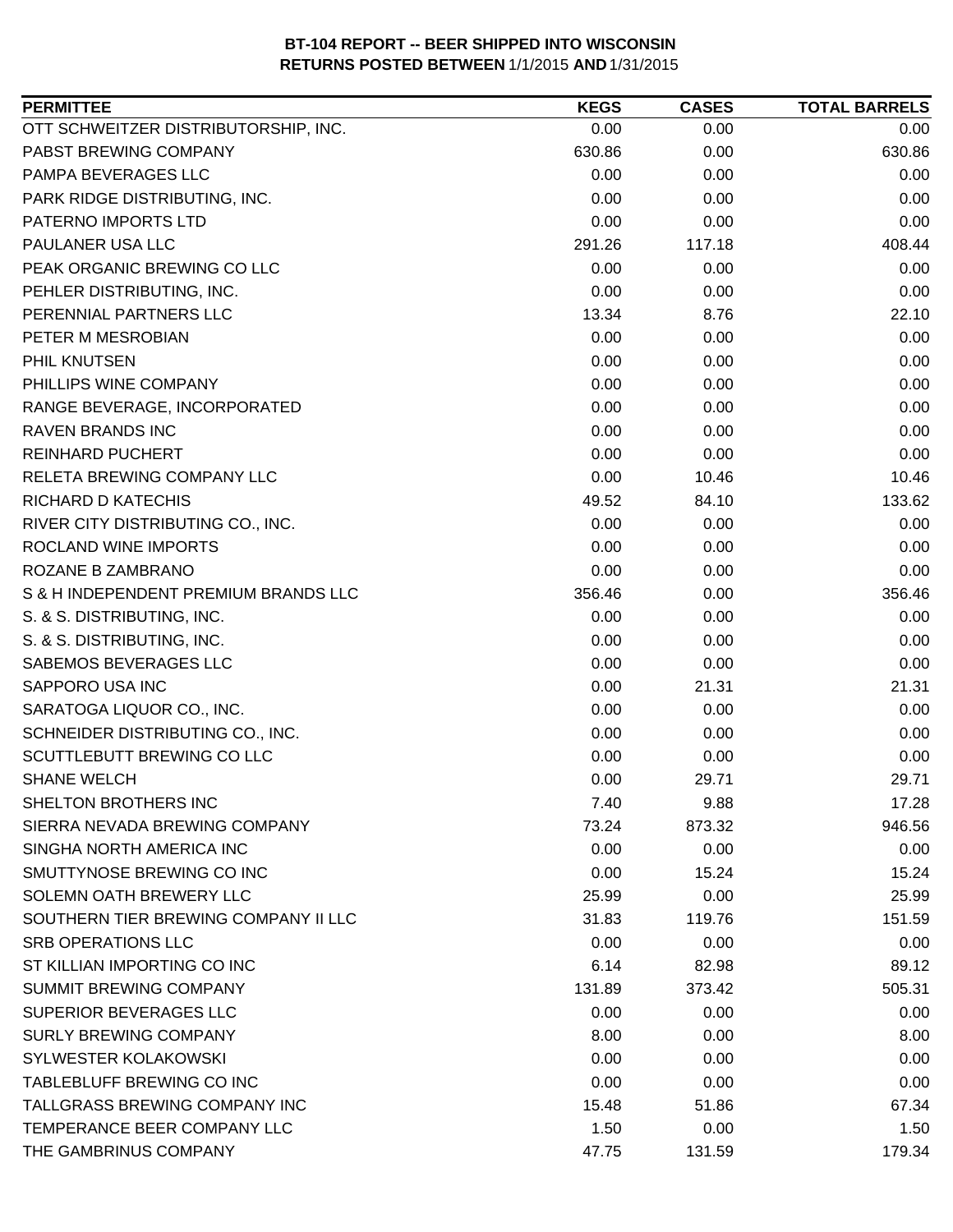**BT-104 REPORT -- BEER SHIPPED INTO WISCONSIN**
**RETURNS POSTED BETWEEN 1/1/2015 AND 1/31/2015**

| PERMITTEE | KEGS | CASES | TOTAL BARRELS |
|---|---|---|---|
| OTT SCHWEITZER DISTRIBUTORSHIP, INC. | 0.00 | 0.00 | 0.00 |
| PABST BREWING COMPANY | 630.86 | 0.00 | 630.86 |
| PAMPA BEVERAGES LLC | 0.00 | 0.00 | 0.00 |
| PARK RIDGE DISTRIBUTING, INC. | 0.00 | 0.00 | 0.00 |
| PATERNO IMPORTS LTD | 0.00 | 0.00 | 0.00 |
| PAULANER USA LLC | 291.26 | 117.18 | 408.44 |
| PEAK ORGANIC BREWING CO LLC | 0.00 | 0.00 | 0.00 |
| PEHLER DISTRIBUTING, INC. | 0.00 | 0.00 | 0.00 |
| PERENNIAL PARTNERS LLC | 13.34 | 8.76 | 22.10 |
| PETER M MESROBIAN | 0.00 | 0.00 | 0.00 |
| PHIL KNUTSEN | 0.00 | 0.00 | 0.00 |
| PHILLIPS WINE COMPANY | 0.00 | 0.00 | 0.00 |
| RANGE BEVERAGE, INCORPORATED | 0.00 | 0.00 | 0.00 |
| RAVEN BRANDS INC | 0.00 | 0.00 | 0.00 |
| REINHARD PUCHERT | 0.00 | 0.00 | 0.00 |
| RELETA BREWING COMPANY LLC | 0.00 | 10.46 | 10.46 |
| RICHARD D KATECHIS | 49.52 | 84.10 | 133.62 |
| RIVER CITY DISTRIBUTING CO., INC. | 0.00 | 0.00 | 0.00 |
| ROCLAND WINE IMPORTS | 0.00 | 0.00 | 0.00 |
| ROZANE B ZAMBRANO | 0.00 | 0.00 | 0.00 |
| S & H INDEPENDENT PREMIUM BRANDS LLC | 356.46 | 0.00 | 356.46 |
| S. & S. DISTRIBUTING, INC. | 0.00 | 0.00 | 0.00 |
| S. & S. DISTRIBUTING, INC. | 0.00 | 0.00 | 0.00 |
| SABEMOS BEVERAGES LLC | 0.00 | 0.00 | 0.00 |
| SAPPORO USA INC | 0.00 | 21.31 | 21.31 |
| SARATOGA LIQUOR CO., INC. | 0.00 | 0.00 | 0.00 |
| SCHNEIDER DISTRIBUTING CO., INC. | 0.00 | 0.00 | 0.00 |
| SCUTTLEBUTT BREWING CO LLC | 0.00 | 0.00 | 0.00 |
| SHANE WELCH | 0.00 | 29.71 | 29.71 |
| SHELTON BROTHERS INC | 7.40 | 9.88 | 17.28 |
| SIERRA NEVADA BREWING COMPANY | 73.24 | 873.32 | 946.56 |
| SINGHA NORTH AMERICA INC | 0.00 | 0.00 | 0.00 |
| SMUTTYNOSE BREWING CO INC | 0.00 | 15.24 | 15.24 |
| SOLEMN OATH BREWERY LLC | 25.99 | 0.00 | 25.99 |
| SOUTHERN TIER BREWING COMPANY II LLC | 31.83 | 119.76 | 151.59 |
| SRB OPERATIONS LLC | 0.00 | 0.00 | 0.00 |
| ST KILLIAN IMPORTING CO INC | 6.14 | 82.98 | 89.12 |
| SUMMIT BREWING COMPANY | 131.89 | 373.42 | 505.31 |
| SUPERIOR BEVERAGES LLC | 0.00 | 0.00 | 0.00 |
| SURLY BREWING COMPANY | 8.00 | 0.00 | 8.00 |
| SYLWESTER KOLAKOWSKI | 0.00 | 0.00 | 0.00 |
| TABLEBLUFF BREWING CO INC | 0.00 | 0.00 | 0.00 |
| TALLGRASS BREWING COMPANY INC | 15.48 | 51.86 | 67.34 |
| TEMPERANCE BEER COMPANY LLC | 1.50 | 0.00 | 1.50 |
| THE GAMBRINUS COMPANY | 47.75 | 131.59 | 179.34 |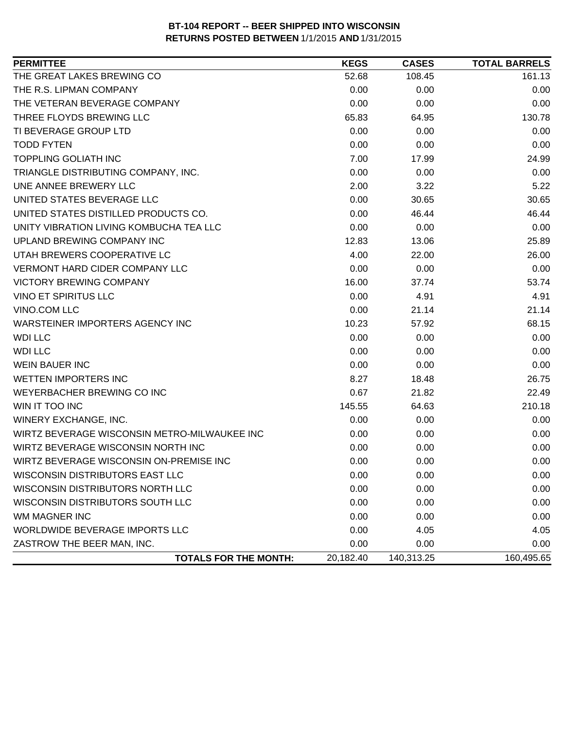**BT-104 REPORT -- BEER SHIPPED INTO WISCONSIN**
**RETURNS POSTED BETWEEN 1/1/2015 AND 1/31/2015**

| PERMITTEE | KEGS | CASES | TOTAL BARRELS |
|---|---|---|---|
| THE GREAT LAKES BREWING CO | 52.68 | 108.45 | 161.13 |
| THE R.S. LIPMAN COMPANY | 0.00 | 0.00 | 0.00 |
| THE VETERAN BEVERAGE COMPANY | 0.00 | 0.00 | 0.00 |
| THREE FLOYDS BREWING LLC | 65.83 | 64.95 | 130.78 |
| TI BEVERAGE GROUP LTD | 0.00 | 0.00 | 0.00 |
| TODD FYTEN | 0.00 | 0.00 | 0.00 |
| TOPPLING GOLIATH INC | 7.00 | 17.99 | 24.99 |
| TRIANGLE DISTRIBUTING COMPANY, INC. | 0.00 | 0.00 | 0.00 |
| UNE ANNEE BREWERY LLC | 2.00 | 3.22 | 5.22 |
| UNITED STATES BEVERAGE LLC | 0.00 | 30.65 | 30.65 |
| UNITED STATES DISTILLED PRODUCTS CO. | 0.00 | 46.44 | 46.44 |
| UNITY VIBRATION LIVING KOMBUCHA TEA LLC | 0.00 | 0.00 | 0.00 |
| UPLAND BREWING COMPANY INC | 12.83 | 13.06 | 25.89 |
| UTAH BREWERS COOPERATIVE LC | 4.00 | 22.00 | 26.00 |
| VERMONT HARD CIDER COMPANY LLC | 0.00 | 0.00 | 0.00 |
| VICTORY BREWING COMPANY | 16.00 | 37.74 | 53.74 |
| VINO ET SPIRITUS LLC | 0.00 | 4.91 | 4.91 |
| VINO.COM LLC | 0.00 | 21.14 | 21.14 |
| WARSTEINER IMPORTERS AGENCY INC | 10.23 | 57.92 | 68.15 |
| WDI LLC | 0.00 | 0.00 | 0.00 |
| WDI LLC | 0.00 | 0.00 | 0.00 |
| WEIN BAUER INC | 0.00 | 0.00 | 0.00 |
| WETTEN IMPORTERS INC | 8.27 | 18.48 | 26.75 |
| WEYERBACHER BREWING CO INC | 0.67 | 21.82 | 22.49 |
| WIN IT TOO INC | 145.55 | 64.63 | 210.18 |
| WINERY EXCHANGE, INC. | 0.00 | 0.00 | 0.00 |
| WIRTZ BEVERAGE WISCONSIN METRO-MILWAUKEE INC | 0.00 | 0.00 | 0.00 |
| WIRTZ BEVERAGE WISCONSIN NORTH INC | 0.00 | 0.00 | 0.00 |
| WIRTZ BEVERAGE WISCONSIN ON-PREMISE INC | 0.00 | 0.00 | 0.00 |
| WISCONSIN DISTRIBUTORS EAST LLC | 0.00 | 0.00 | 0.00 |
| WISCONSIN DISTRIBUTORS NORTH LLC | 0.00 | 0.00 | 0.00 |
| WISCONSIN DISTRIBUTORS SOUTH LLC | 0.00 | 0.00 | 0.00 |
| WM MAGNER INC | 0.00 | 0.00 | 0.00 |
| WORLDWIDE BEVERAGE IMPORTS LLC | 0.00 | 4.05 | 4.05 |
| ZASTROW THE BEER MAN, INC. | 0.00 | 0.00 | 0.00 |
| **TOTALS FOR THE MONTH:** | 20,182.40 | 140,313.25 | 160,495.65 |